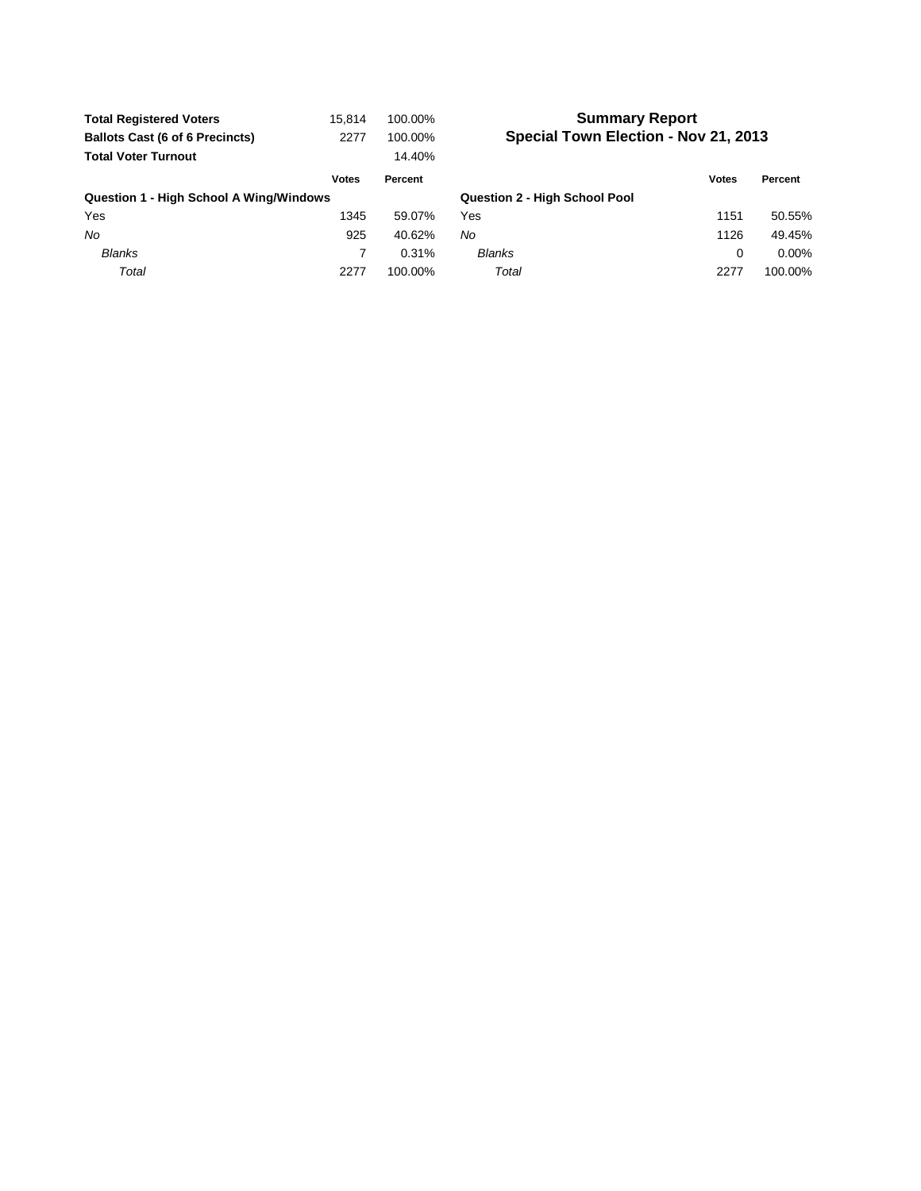## Summary Report
## Special Town Election - Nov 21, 2013

| | | |
|---|---|---|
| **Total Registered Voters** | 15,814 | 100.00% |
| **Ballots Cast (6 of 6 Precincts)** | 2277 | 100.00% |
| **Total Voter Turnout** | | 14.40% |

| **Question 1 - High School A Wing/Windows** | **Votes** | **Percent** |
|---|---|---|
| Yes | 1345 | 59.07% |
| *No* | 925 | 40.62% |
| *Blanks* | 7 | 0.31% |
| *Total* | 2277 | 100.00% |

| **Question 2 - High School Pool** | **Votes** | **Percent** |
|---|---|---|
| Yes | 1151 | 50.55% |
| *No* | 1126 | 49.45% |
| *Blanks* | 0 | 0.00% |
| *Total* | 2277 | 100.00% |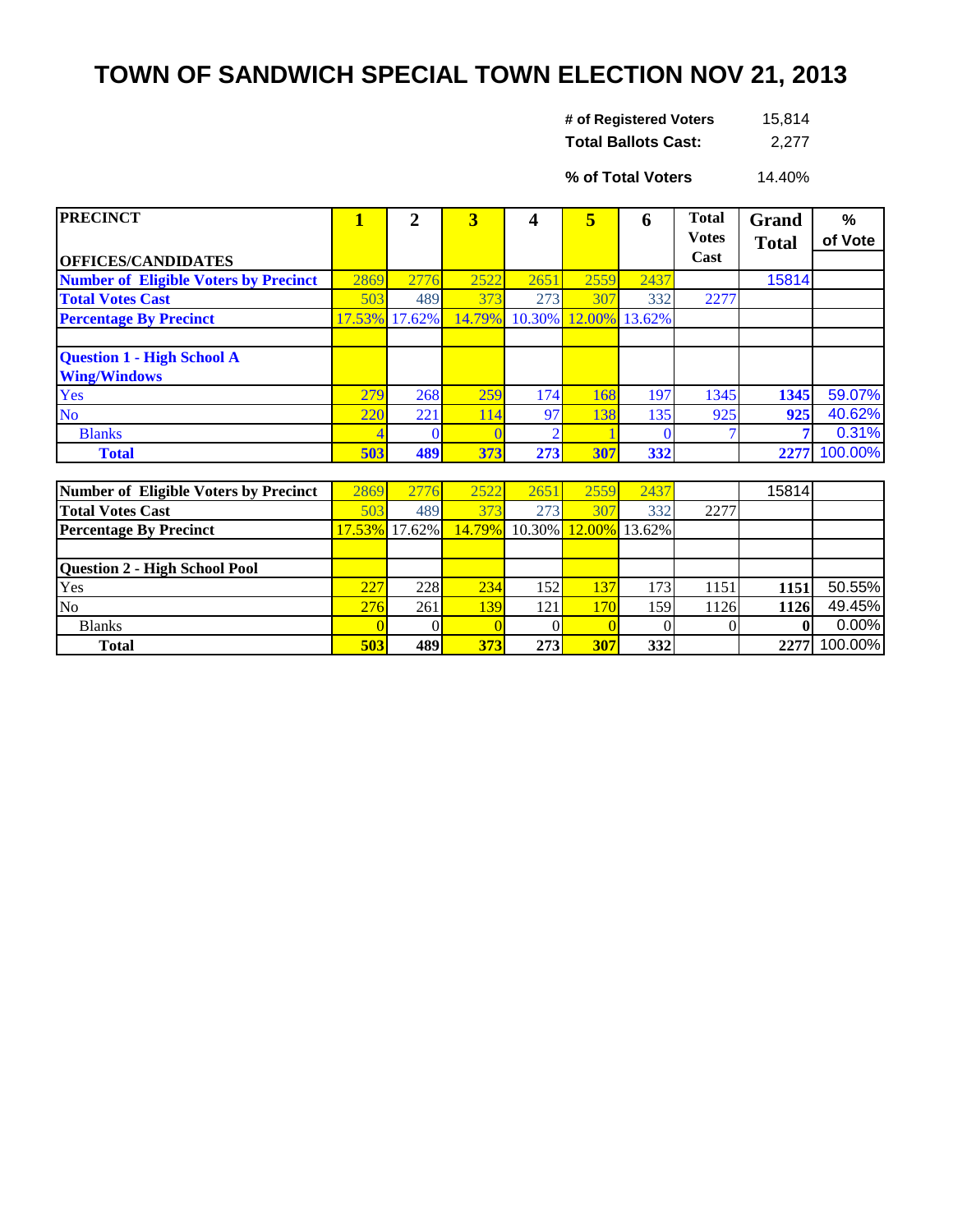# TOWN OF SANDWICH SPECIAL TOWN ELECTION NOV 21, 2013

**# of Registered Voters** 15,814
**Total Balllots Cast:** 2,277

**% of Total Voters** 14.40%

| PRECINCT<br>OFFICES/CANDIDATES | 1 | 2 | 3 | 4 | 5 | 6 | Total Votes Cast | Grand Total | % of Vote |
|---|---|---|---|---|---|---|---|---|---|
| **Number of Eligible Voters by Precinct** | 2869 | 2776 | 2522 | 2651 | 2559 | 2437 | | 15814 | |
| **Total Votes Cast** | 503 | 489 | 373 | 273 | 307 | 332 | 2277 | | |
| **Percentage By Precinct** | 17.53% | 17.62% | 14.79% | 10.30% | 12.00% | 13.62% | | | |
| | | | | | | | | | |
| **Question 1 - High School A Wing/Windows** | | | | | | | | | |
| Yes | 279 | 268 | 259 | 174 | 168 | 197 | 1345 | **1345** | 59.07% |
| No | 220 | 221 | 114 | 97 | 138 | 135 | 925 | **925** | 40.62% |
| Blanks | 4 | 0 | 0 | 2 | 1 | 0 | 7 | **7** | 0.31% |
| **Total** | **503** | **489** | **373** | **273** | **307** | **332** | | **2277** | 100.00% |

| | | | | | | | | | |
|---|---|---|---|---|---|---|---|---|---|
| **Number of Eligible Voters by Precinct** | 2869 | 2776 | 2522 | 2651 | 2559 | 2437 | | 15814 | |
| **Total Votes Cast** | 503 | 489 | 373 | 273 | 307 | 332 | 2277 | | |
| **Percentage By Precinct** | 17.53% | 17.62% | 14.79% | 10.30% | 12.00% | 13.62% | | | |
| | | | | | | | | | |
| **Question 2 - High School Pool** | | | | | | | | | |
| Yes | 227 | 228 | 234 | 152 | 137 | 173 | 1151 | **1151** | 50.55% |
| No | 276 | 261 | 139 | 121 | 170 | 159 | 1126 | **1126** | 49.45% |
| Blanks | 0 | 0 | 0 | 0 | 0 | 0 | 0 | **0** | 0.00% |
| **Total** | **503** | **489** | **373** | **273** | **307** | **332** | | **2277** | 100.00% |